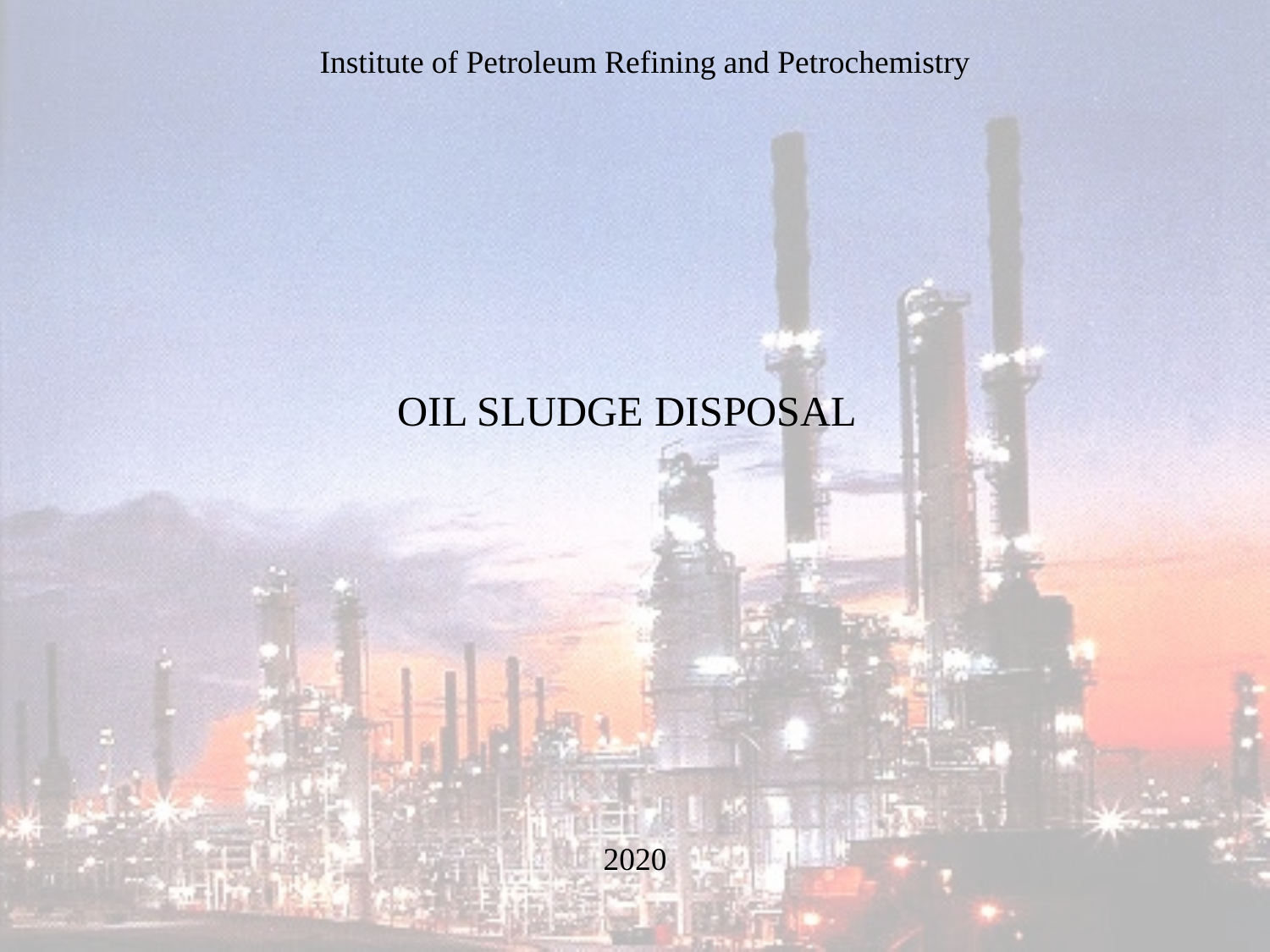Institute of Petroleum Refining and Petrochemistry

# OIL SLUDGE DISPOSAL

2020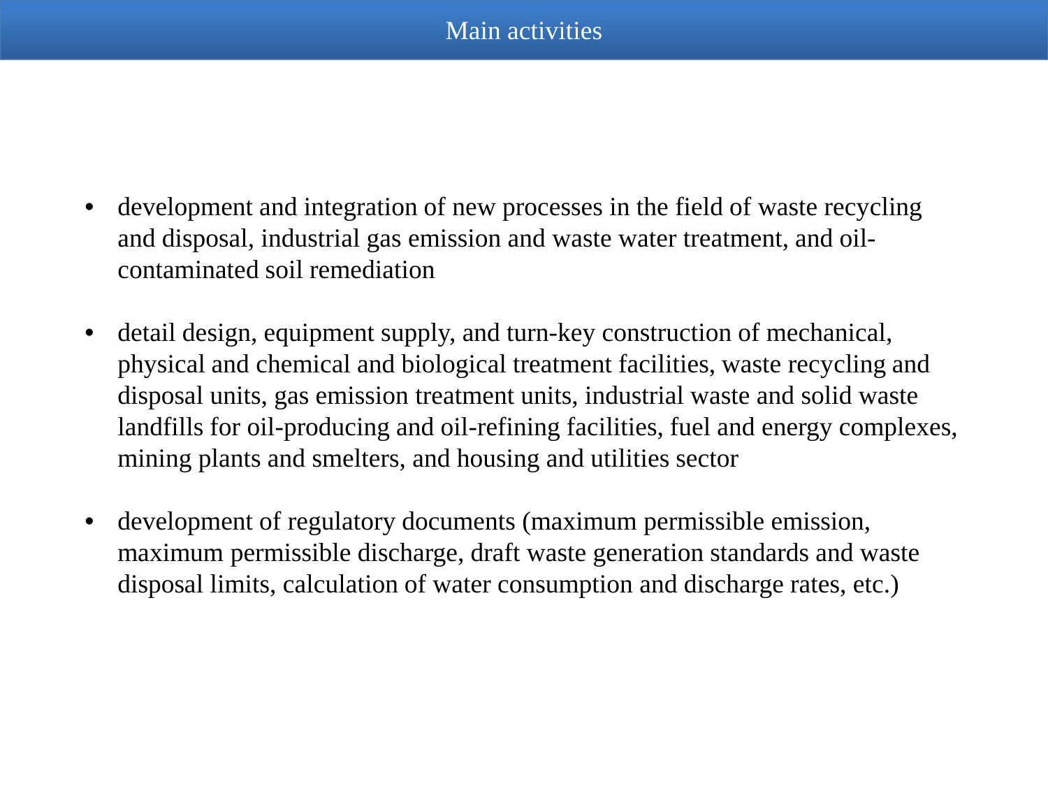# Main activities

- development and integration of new processes in the field of waste recycling and disposal, industrial gas emission and waste water treatment, and oil-contaminated soil remediation

- detail design, equipment supply, and turn-key construction of mechanical, physical and chemical and biological treatment facilities, waste recycling and disposal units, gas emission treatment units, industrial waste and solid waste landfills for oil-producing and oil-refining facilities, fuel and energy complexes, mining plants and smelters, and housing and utilities sector

- development of regulatory documents (maximum permissible emission, maximum permissible discharge, draft waste generation standards and waste disposal limits, calculation of water consumption and discharge rates, etc.)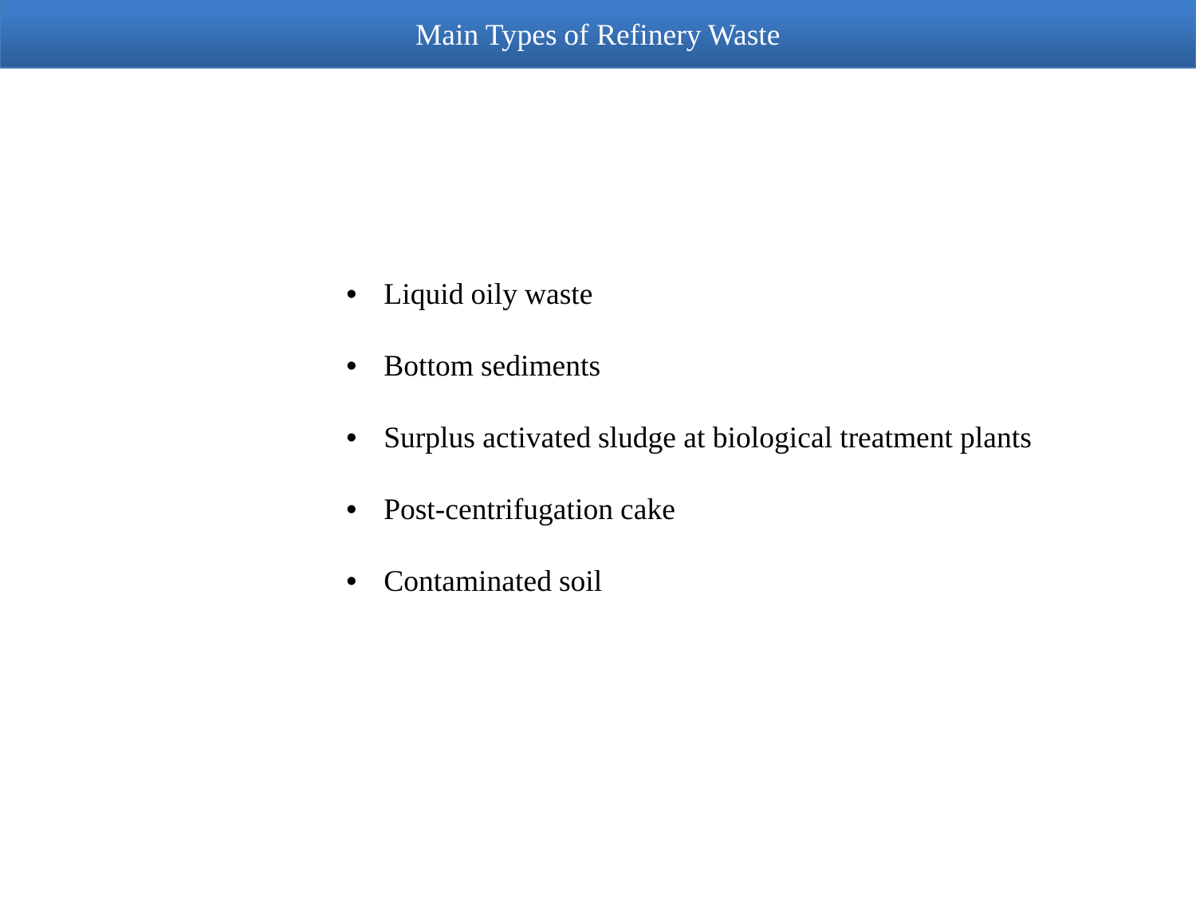# Main Types of Refinery Waste

- Liquid oily waste
- Bottom sediments
- Surplus activated sludge at biological treatment plants
- Post-centrifugation cake
- Contaminated soil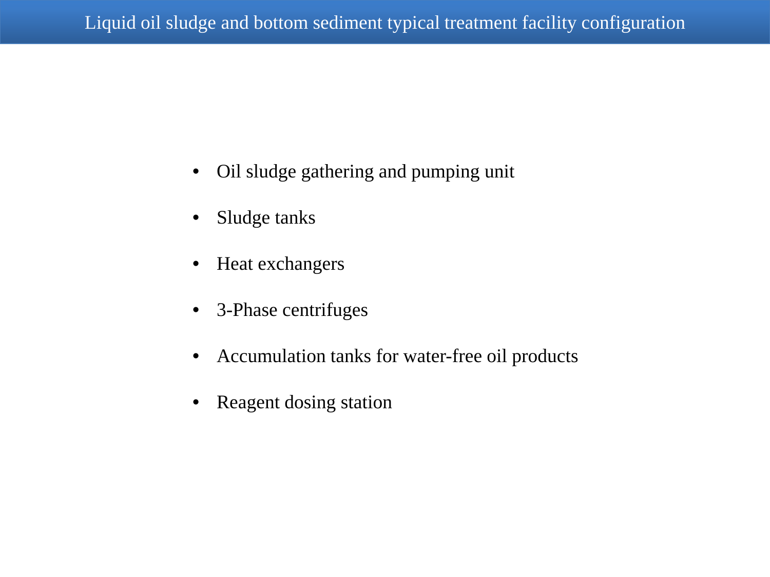# Liquid oil sludge and bottom sediment typical treatment facility configuration

- Oil sludge gathering and pumping unit
- Sludge tanks
- Heat exchangers
- 3-Phase centrifuges
- Accumulation tanks for water-free oil products
- Reagent dosing station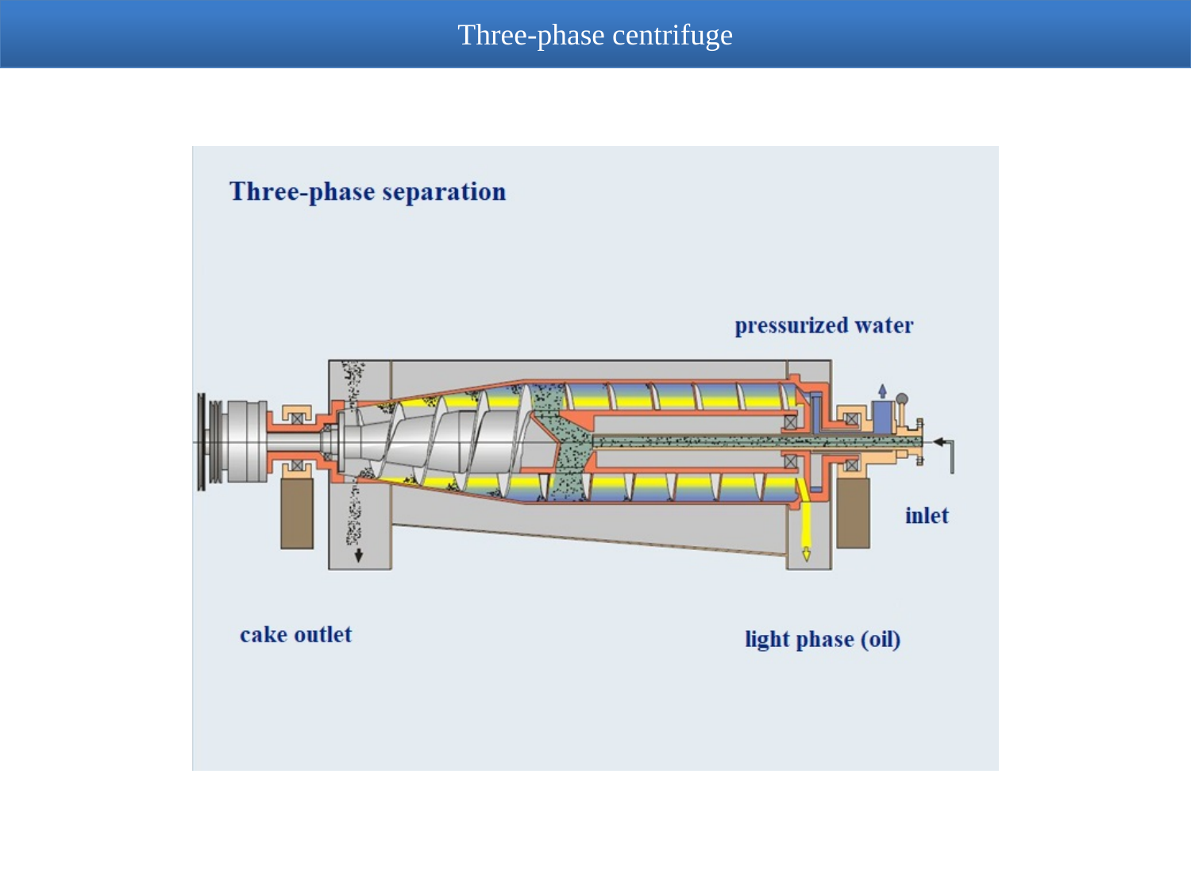# Three-phase centrifuge

## Three-phase separation

pressurized water

inlet

cake outlet

light phase (oil)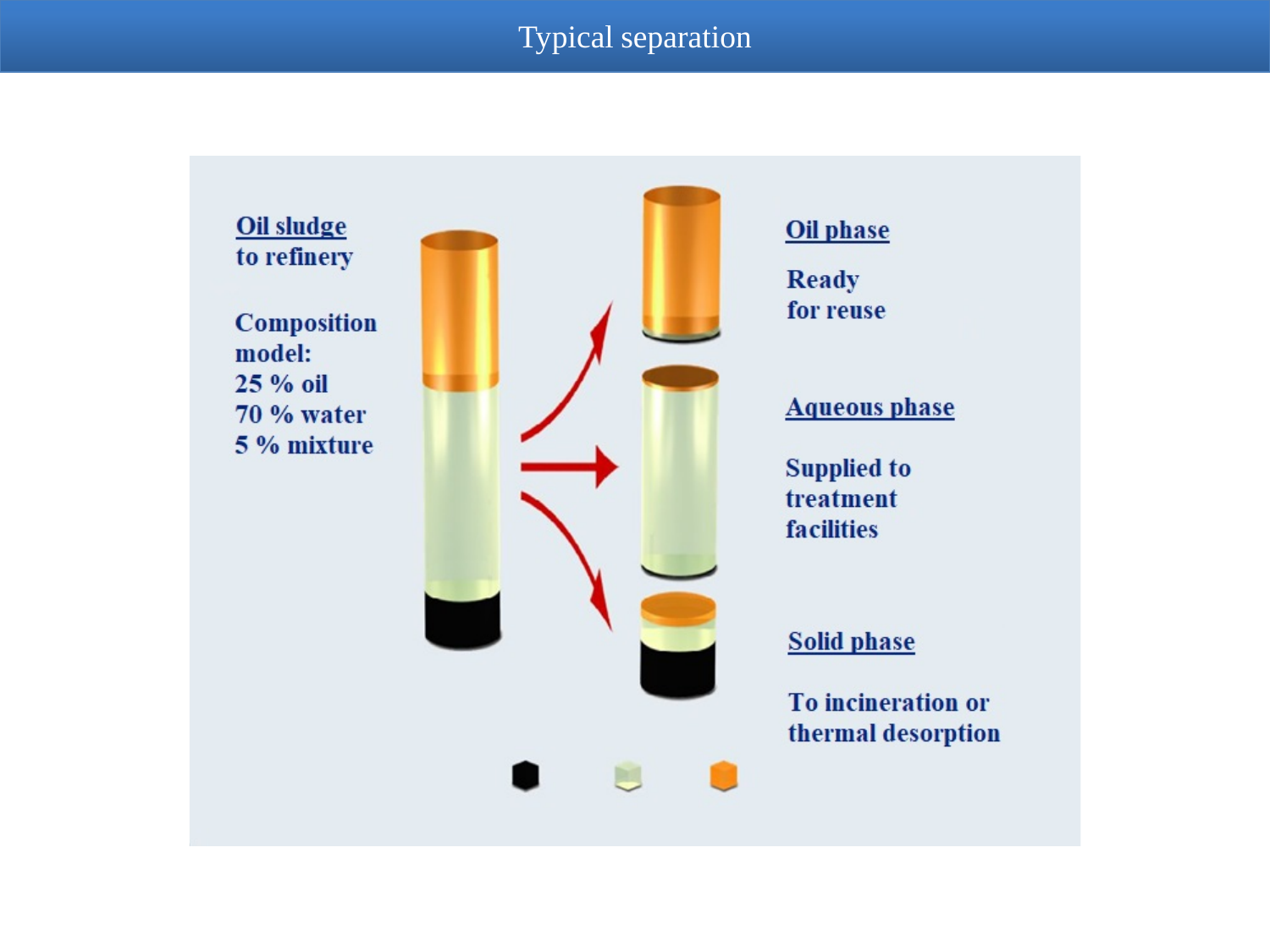# Typical separation

**Oil sludge**
**to refinery**

**Composition model:**
**25 % oil**
**70 % water**
**5 % mixture**

**Oil phase**

**Ready for reuse**

**Aqueous phase**

**Supplied to treatment facilities**

**Solid phase**

**To incineration or thermal desorption**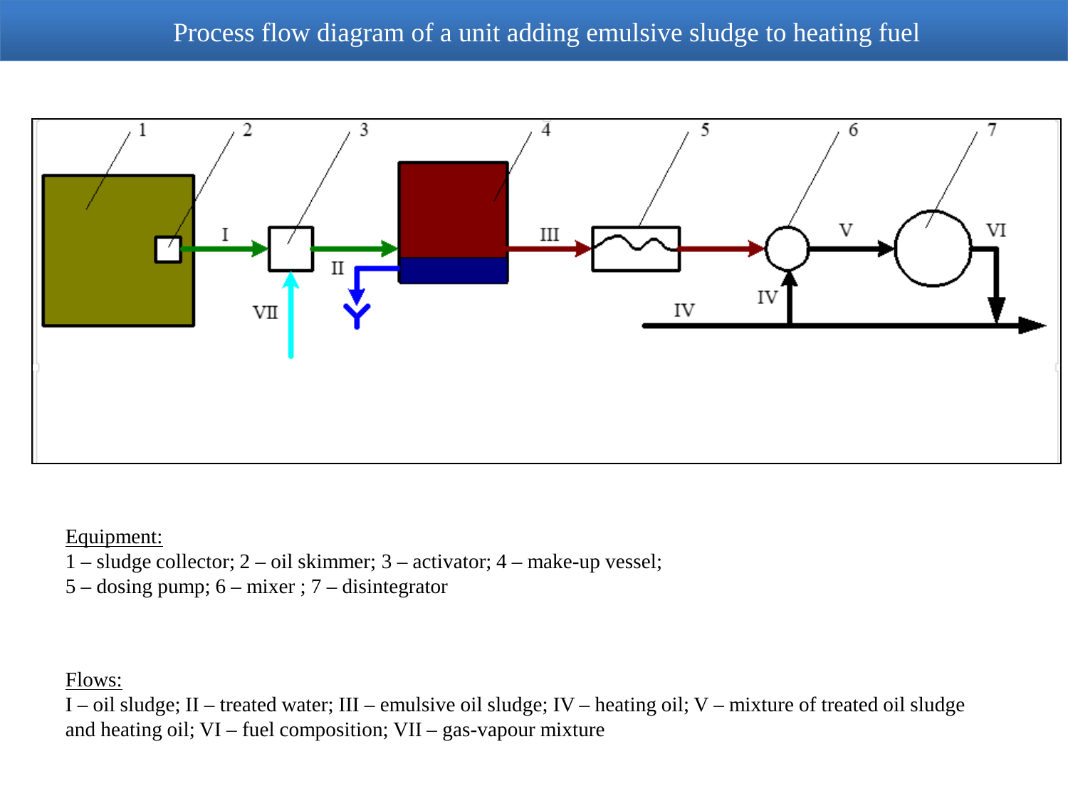# Process flow diagram of a unit adding emulsive sludge to heating fuel

Equipment:

1 – sludge collector; 2 – oil skimmer; 3 – activator; 4 – make-up vessel;
5 – dosing pump; 6 – mixer ; 7 – disintegrator

Flows:

I – oil sludge; II – treated water; III – emulsive oil sludge; IV – heating oil; V – mixture of treated oil sludge and heating oil; VI – fuel composition; VII – gas-vapour mixture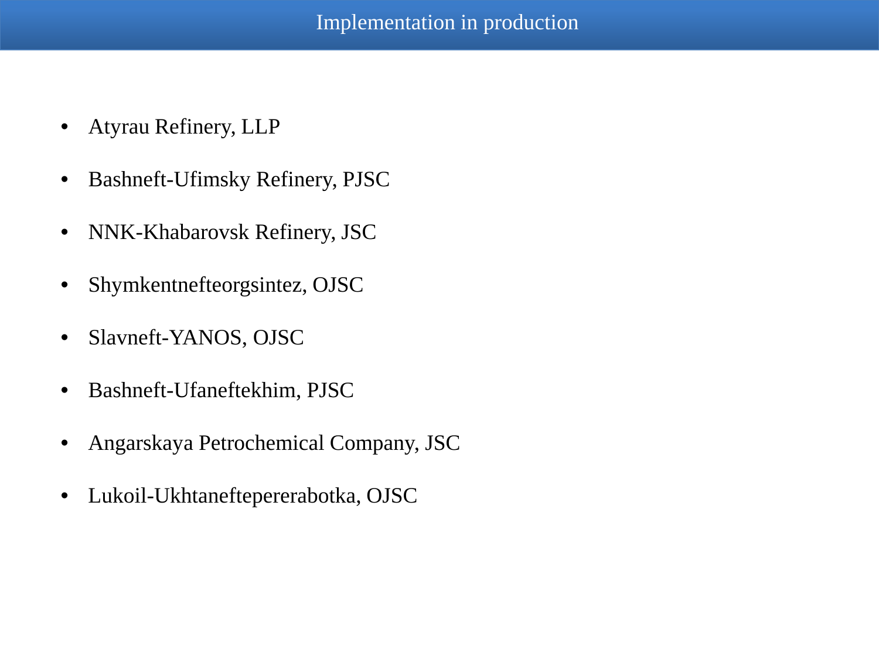# Implementation in production

- Atyrau Refinery, LLP
- Bashneft-Ufimsky Refinery, PJSC
- NNK-Khabarovsk Refinery, JSC
- Shymkentnefteorgsintez, OJSC
- Slavneft-YANOS, OJSC
- Bashneft-Ufaneftekhim, PJSC
- Angarskaya Petrochemical Company, JSC
- Lukoil-Ukhtaneftepererabotka, OJSC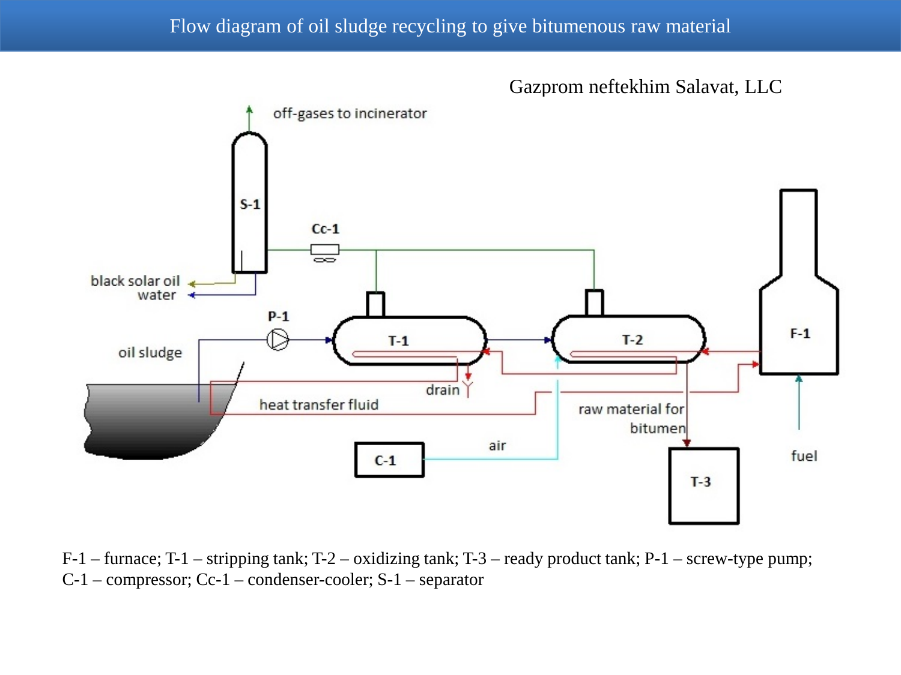# Flow diagram of oil sludge recycling to give bitumenous raw material

Gazprom neftekhim Salavat, LLC

off-gases to incinerator

S-1

Cc-1

black solar oil

water

P-1

oil sludge

T-1

T-2

F-1

drain

heat transfer fluid

raw material for bitumen

air

C-1

T-3

fuel

F-1 – furnace; T-1 – stripping tank; T-2 – oxidizing tank; T-3 – ready product tank; P-1 – screw-type pump; C-1 – compressor; Cc-1 – condenser-cooler; S-1 – separator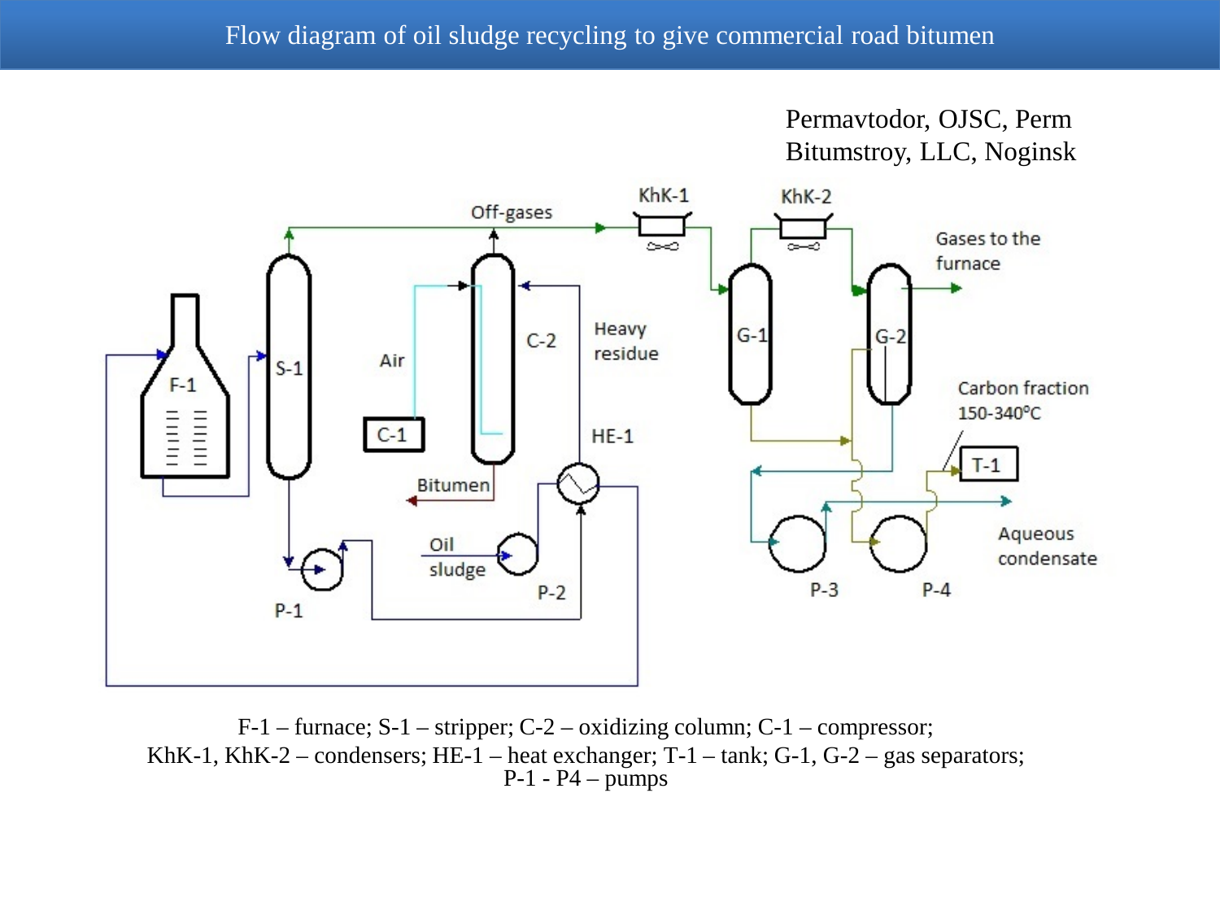# Flow diagram of oil sludge recycling to give commercial road bitumen

Permavtodor, OJSC, Perm
Bitumstroy, LLC, Noginsk

F-1 – furnace; S-1 – stripper; C-2 – oxidizing column; C-1 – compressor;
KhK-1, KhK-2 – condensers; HE-1 – heat exchanger; T-1 – tank; G-1, G-2 – gas separators;
P-1 - P4 – pumps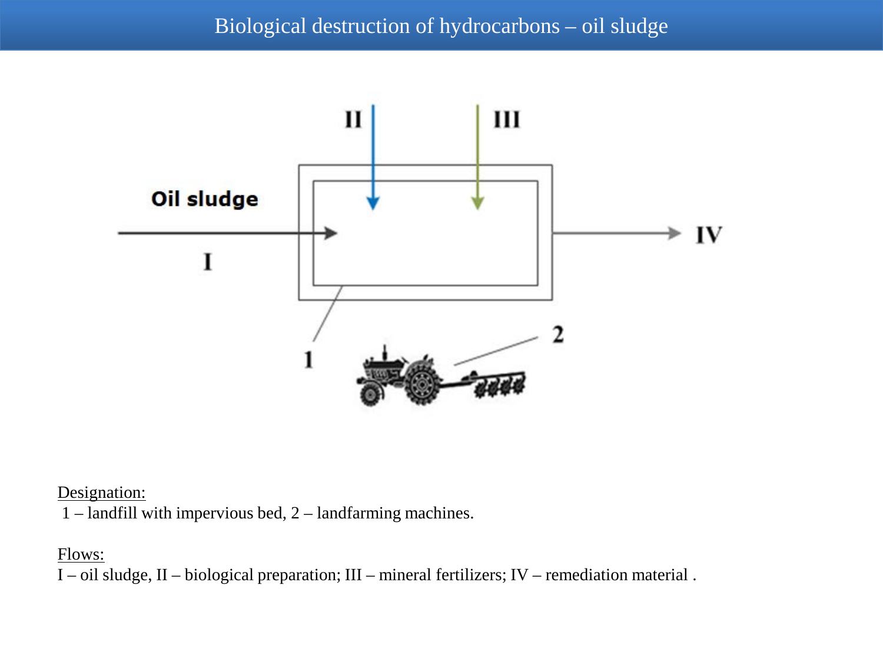# Biological destruction of hydrocarbons – oil sludge

Designation:

1 – landfill with impervious bed, 2 – landfarming machines.

Flows:

I – oil sludge, II – biological preparation; III – mineral fertilizers; IV – remediation material .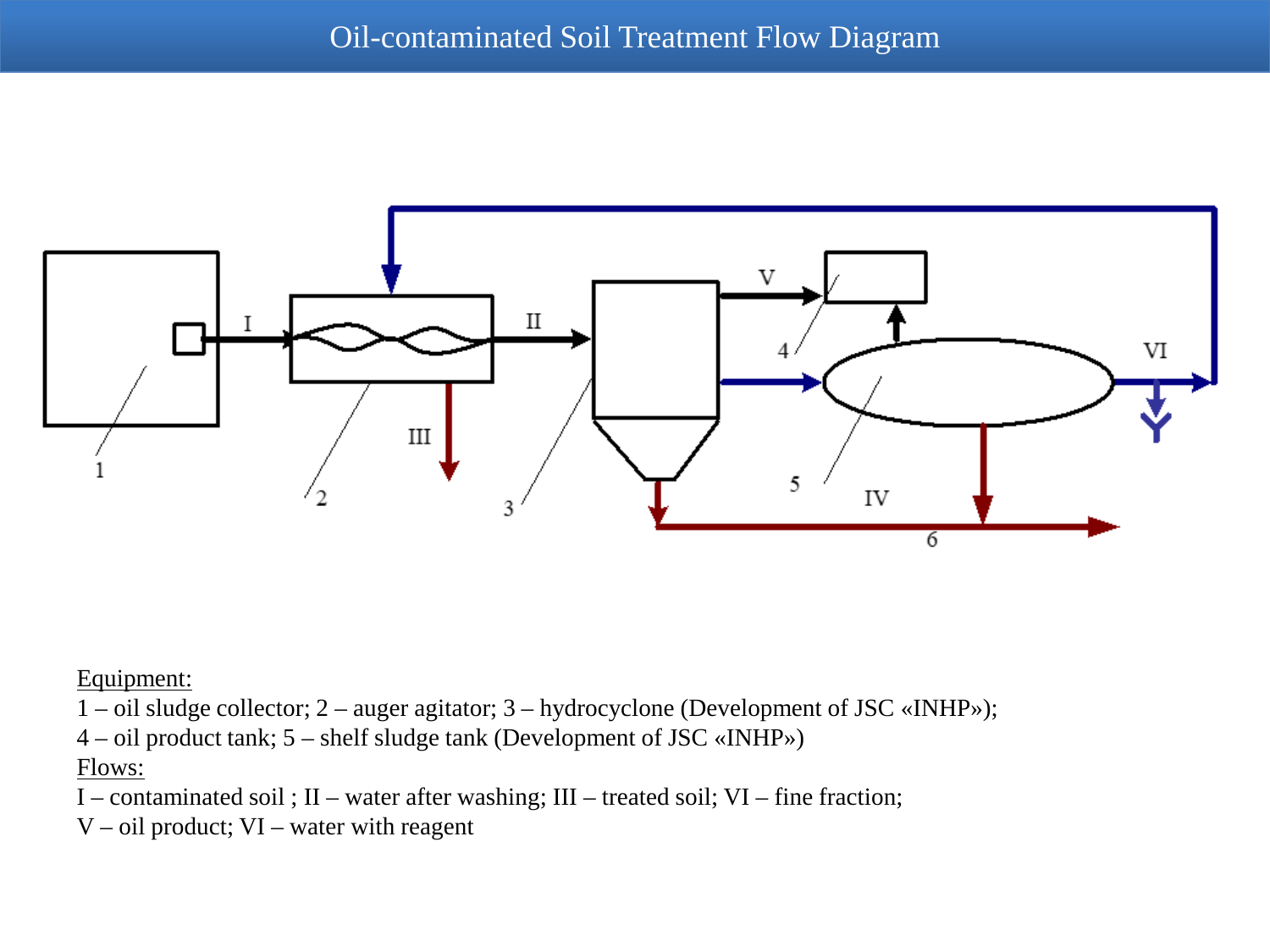# Oil-contaminated Soil Treatment Flow Diagram

I

II

V

VI

III

IV

1

2

3

4

5

6

Equipment:

1 – oil sludge collector; 2 – auger agitator; 3 – hydrocyclone (Development of JSC «INHP»);
4 – oil product tank; 5 – shelf sludge tank (Development of JSC «INHP»)

Flows:

I – contaminated soil ; II – water after washing; III – treated soil; VI – fine fraction;
V – oil product; VI – water with reagent